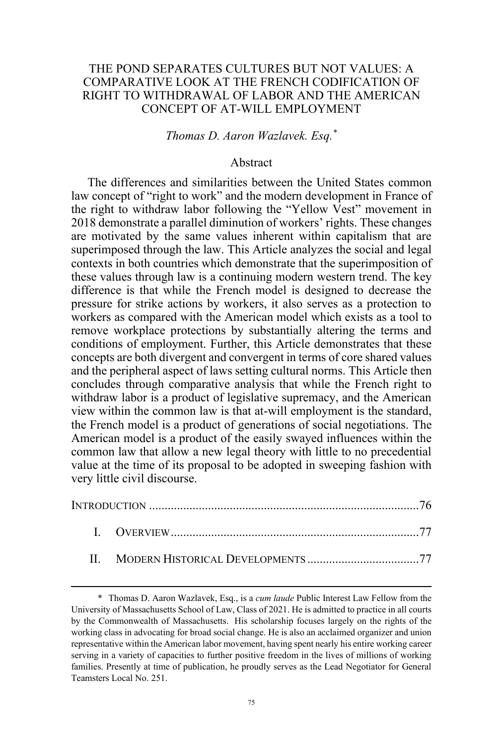# THE POND SEPARATES CULTURES BUT NOT VALUES: A COMPARATIVE LOOK AT THE FRENCH CODIFICATION OF RIGHT TO WITHDRAWAL OF LABOR AND THE AMERICAN CONCEPT OF AT-WILL EMPLOYMENT

*Thomas D. Aaron Wazlavek. Esq.*[*]

## Abstract

The differences and similarities between the United States common law concept of "right to work" and the modern development in France of the right to withdraw labor following the "Yellow Vest" movement in 2018 demonstrate a parallel diminution of workers' rights. These changes are motivated by the same values inherent within capitalism that are superimposed through the law. This Article analyzes the social and legal contexts in both countries which demonstrate that the superimposition of these values through law is a continuing modern western trend. The key difference is that while the French model is designed to decrease the pressure for strike actions by workers, it also serves as a protection to workers as compared with the American model which exists as a tool to remove workplace protections by substantially altering the terms and conditions of employment. Further, this Article demonstrates that these concepts are both divergent and convergent in terms of core shared values and the peripheral aspect of laws setting cultural norms. This Article then concludes through comparative analysis that while the French right to withdraw labor is a product of legislative supremacy, and the American view within the common law is that at-will employment is the standard, the French model is a product of generations of social negotiations. The American model is a product of the easily swayed influences within the common law that allow a new legal theory with little to no precedential value at the time of its proposal to be adopted in sweeping fashion with very little civil discourse.

INTRODUCTION ........................................................................................76

I. OVERVIEW................................................................................77

II. MODERN HISTORICAL DEVELOPMENTS ....................................77

---

[*] Thomas D. Aaron Wazlavek, Esq., is a *cum laude* Public Interest Law Fellow from the University of Massachusetts School of Law, Class of 2021. He is admitted to practice in all courts by the Commonwealth of Massachusetts. His scholarship focuses largely on the rights of the working class in advocating for broad social change. He is also an acclaimed organizer and union representative within the American labor movement, having spent nearly his entire working career serving in a variety of capacities to further positive freedom in the lives of millions of working families. Presently at time of publication, he proudly serves as the Lead Negotiator for General Teamsters Local No. 251.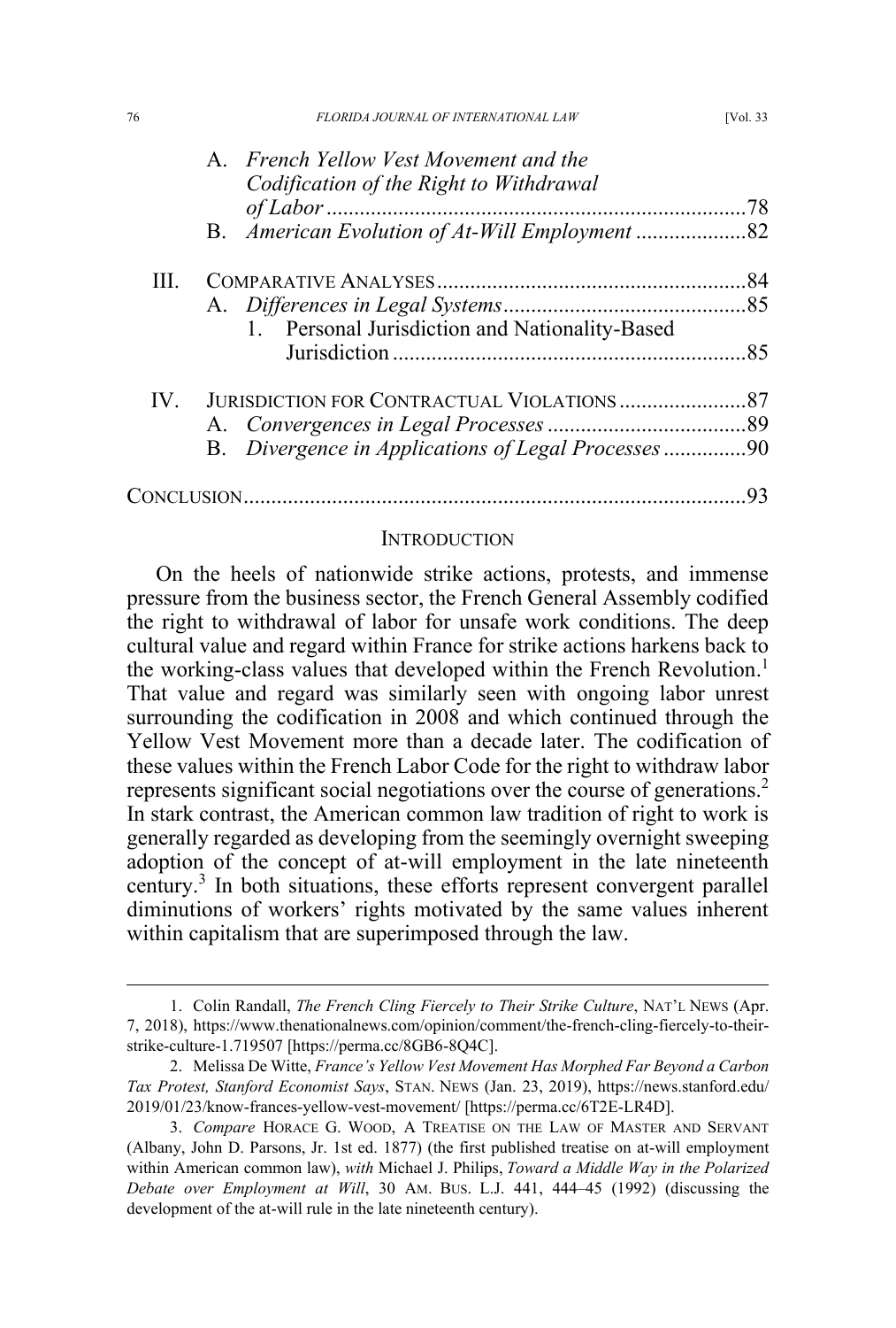A. *French Yellow Vest Movement and the Codification of the Right to Withdrawal of Labor* ........................................................................78

B. *American Evolution of At-Will Employment* ....................82

III. COMPARATIVE ANALYSES ........................................................84

A. *Differences in Legal Systems* ............................................85

1. Personal Jurisdiction and Nationality-Based Jurisdiction ................................................................85

IV. JURISDICTION FOR CONTRACTUAL VIOLATIONS .......................87

A. *Convergences in Legal Processes* ....................................89

B. *Divergence in Applications of Legal Processes* ...............90

CONCLUSION..........................................................................................93

## INTRODUCTION

On the heels of nationwide strike actions, protests, and immense pressure from the business sector, the French General Assembly codified the right to withdrawal of labor for unsafe work conditions. The deep cultural value and regard within France for strike actions harkens back to the working-class values that developed within the French Revolution.[1] That value and regard was similarly seen with ongoing labor unrest surrounding the codification in 2008 and which continued through the Yellow Vest Movement more than a decade later. The codification of these values within the French Labor Code for the right to withdraw labor represents significant social negotiations over the course of generations.[2] In stark contrast, the American common law tradition of right to work is generally regarded as developing from the seemingly overnight sweeping adoption of the concept of at-will employment in the late nineteenth century.[3] In both situations, these efforts represent convergent parallel diminutions of workers' rights motivated by the same values inherent within capitalism that are superimposed through the law.

---

1. Colin Randall, *The French Cling Fiercely to Their Strike Culture*, NAT'L NEWS (Apr. 7, 2018), https://www.thenationalnews.com/opinion/comment/the-french-cling-fiercely-to-their-strike-culture-1.719507 [https://perma.cc/8GB6-8Q4C].

2. Melissa De Witte, *France's Yellow Vest Movement Has Morphed Far Beyond a Carbon Tax Protest, Stanford Economist Says*, STAN. NEWS (Jan. 23, 2019), https://news.stanford.edu/2019/01/23/know-frances-yellow-vest-movement/ [https://perma.cc/6T2E-LR4D].

3. *Compare* HORACE G. WOOD, A TREATISE ON THE LAW OF MASTER AND SERVANT (Albany, John D. Parsons, Jr. 1st ed. 1877) (the first published treatise on at-will employment within American common law), *with* Michael J. Philips, *Toward a Middle Way in the Polarized Debate over Employment at Will*, 30 AM. BUS. L.J. 441, 444–45 (1992) (discussing the development of the at-will rule in the late nineteenth century).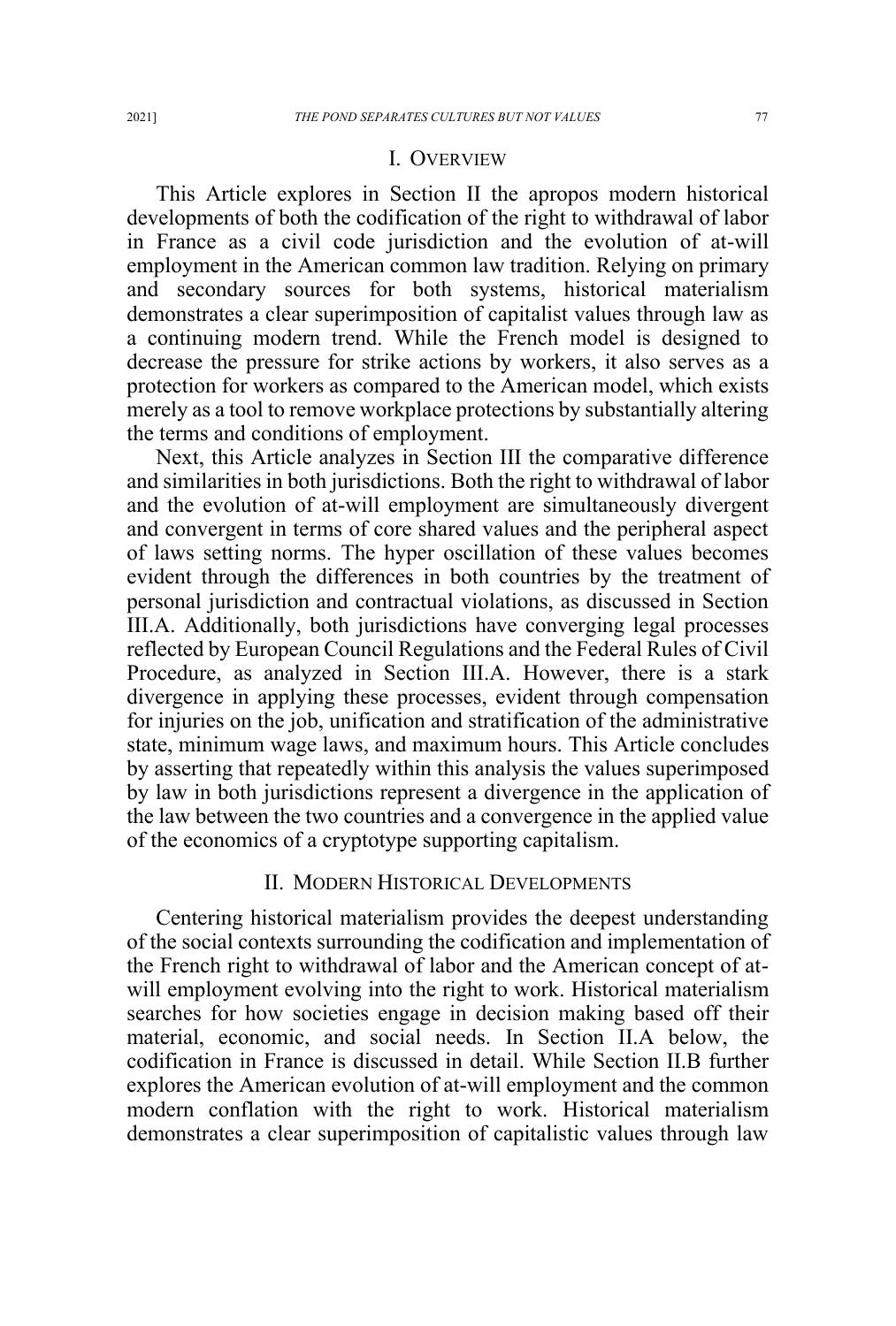## I. Overview

This Article explores in Section II the apropos modern historical developments of both the codification of the right to withdrawal of labor in France as a civil code jurisdiction and the evolution of at-will employment in the American common law tradition. Relying on primary and secondary sources for both systems, historical materialism demonstrates a clear superimposition of capitalist values through law as a continuing modern trend. While the French model is designed to decrease the pressure for strike actions by workers, it also serves as a protection for workers as compared to the American model, which exists merely as a tool to remove workplace protections by substantially altering the terms and conditions of employment.

Next, this Article analyzes in Section III the comparative difference and similarities in both jurisdictions. Both the right to withdrawal of labor and the evolution of at-will employment are simultaneously divergent and convergent in terms of core shared values and the peripheral aspect of laws setting norms. The hyper oscillation of these values becomes evident through the differences in both countries by the treatment of personal jurisdiction and contractual violations, as discussed in Section III.A. Additionally, both jurisdictions have converging legal processes reflected by European Council Regulations and the Federal Rules of Civil Procedure, as analyzed in Section III.A. However, there is a stark divergence in applying these processes, evident through compensation for injuries on the job, unification and stratification of the administrative state, minimum wage laws, and maximum hours. This Article concludes by asserting that repeatedly within this analysis the values superimposed by law in both jurisdictions represent a divergence in the application of the law between the two countries and a convergence in the applied value of the economics of a cryptotype supporting capitalism.

## II. Modern Historical Developments

Centering historical materialism provides the deepest understanding of the social contexts surrounding the codification and implementation of the French right to withdrawal of labor and the American concept of at-will employment evolving into the right to work. Historical materialism searches for how societies engage in decision making based off their material, economic, and social needs. In Section II.A below, the codification in France is discussed in detail. While Section II.B further explores the American evolution of at-will employment and the common modern conflation with the right to work. Historical materialism demonstrates a clear superimposition of capitalistic values through law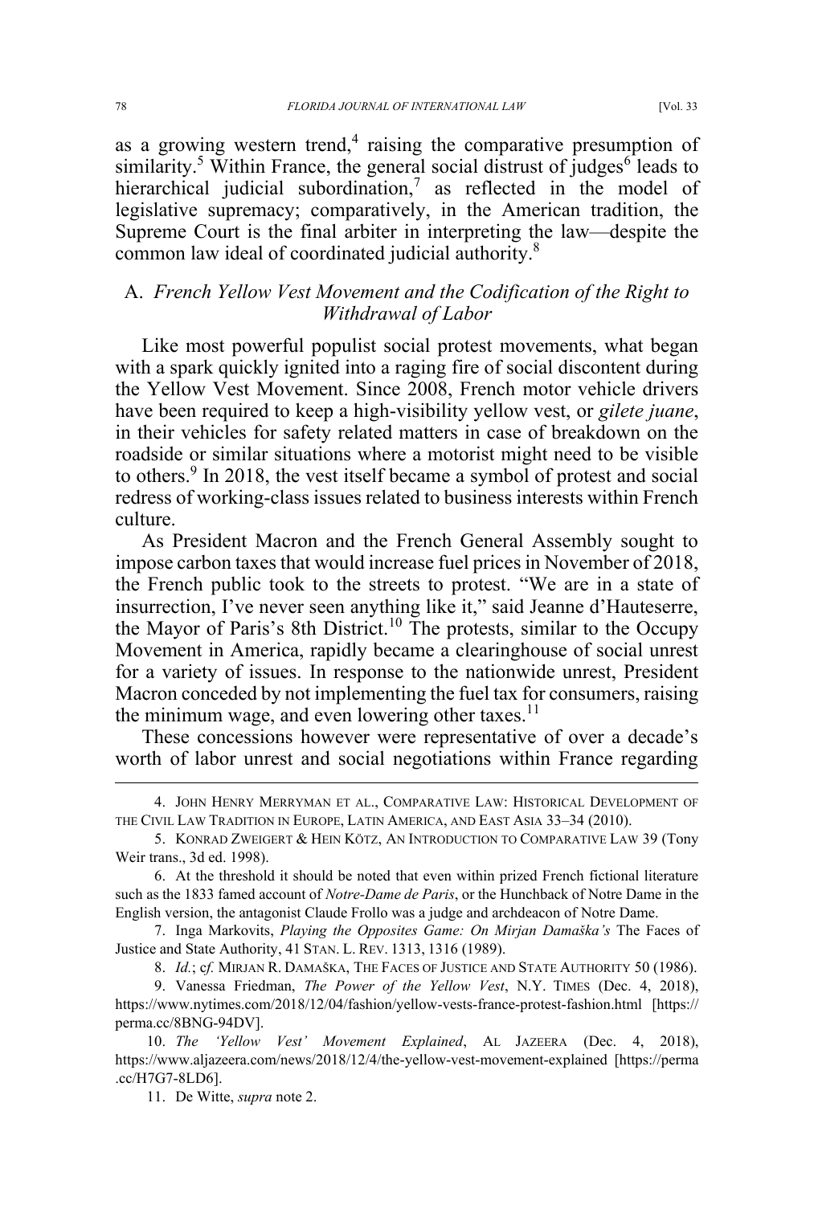as a growing western trend,[4] raising the comparative presumption of similarity.[5] Within France, the general social distrust of judges[6] leads to hierarchical judicial subordination,[7] as reflected in the model of legislative supremacy; comparatively, in the American tradition, the Supreme Court is the final arbiter in interpreting the law—despite the common law ideal of coordinated judicial authority.[8]

## A. *French Yellow Vest Movement and the Codification of the Right to Withdrawal of Labor*

Like most powerful populist social protest movements, what began with a spark quickly ignited into a raging fire of social discontent during the Yellow Vest Movement. Since 2008, French motor vehicle drivers have been required to keep a high-visibility yellow vest, or *gilete juane*, in their vehicles for safety related matters in case of breakdown on the roadside or similar situations where a motorist might need to be visible to others.[9] In 2018, the vest itself became a symbol of protest and social redress of working-class issues related to business interests within French culture.

As President Macron and the French General Assembly sought to impose carbon taxes that would increase fuel prices in November of 2018, the French public took to the streets to protest. "We are in a state of insurrection, I've never seen anything like it," said Jeanne d'Hauteserre, the Mayor of Paris's 8th District.[10] The protests, similar to the Occupy Movement in America, rapidly became a clearinghouse of social unrest for a variety of issues. In response to the nationwide unrest, President Macron conceded by not implementing the fuel tax for consumers, raising the minimum wage, and even lowering other taxes.[11]

These concessions however were representative of over a decade's worth of labor unrest and social negotiations within France regarding

---

4. John Henry Merryman et al., Comparative Law: Historical Development of the Civil Law Tradition in Europe, Latin America, and East Asia 33–34 (2010).

5. Konrad Zweigert & Hein Kötz, An Introduction to Comparative Law 39 (Tony Weir trans., 3d ed. 1998).

6. At the threshold it should be noted that even within prized French fictional literature such as the 1833 famed account of *Notre-Dame de Paris*, or the Hunchback of Notre Dame in the English version, the antagonist Claude Frollo was a judge and archdeacon of Notre Dame.

7. Inga Markovits, *Playing the Opposites Game: On Mirjan Damaška's* The Faces of Justice and State Authority, 41 Stan. L. Rev. 1313, 1316 (1989).

8. *Id.*; c*f.* Mirjan R. Damaška, The Faces of Justice and State Authority 50 (1986).

9. Vanessa Friedman, *The Power of the Yellow Vest*, N.Y. Times (Dec. 4, 2018), https://www.nytimes.com/2018/12/04/fashion/yellow-vests-france-protest-fashion.html [https://perma.cc/8BNG-94DV].

10. *The 'Yellow Vest' Movement Explained*, Al Jazeera (Dec. 4, 2018), https://www.aljazeera.com/news/2018/12/4/the-yellow-vest-movement-explained [https://perma.cc/H7G7-8LD6].

11. De Witte, *supra* note 2.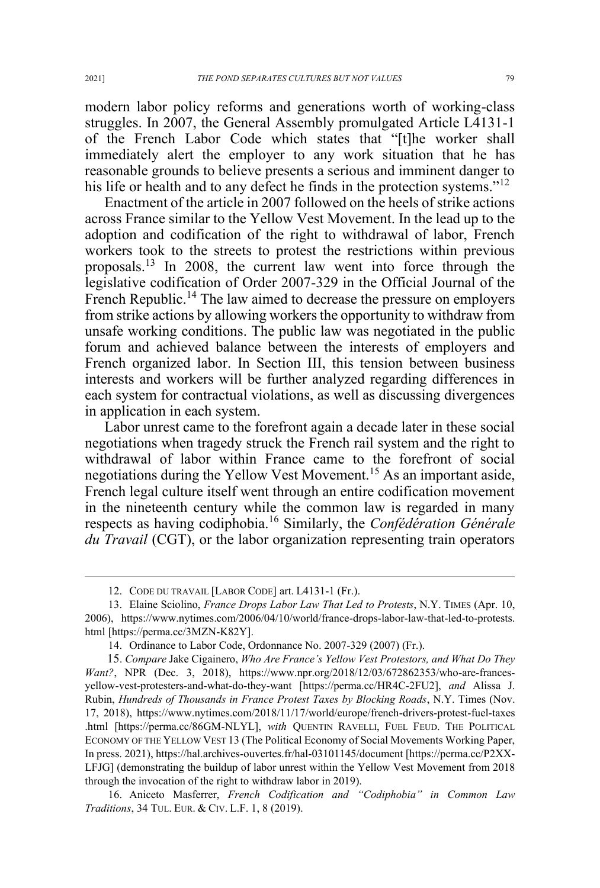modern labor policy reforms and generations worth of working-class struggles. In 2007, the General Assembly promulgated Article L4131-1 of the French Labor Code which states that "[t]he worker shall immediately alert the employer to any work situation that he has reasonable grounds to believe presents a serious and imminent danger to his life or health and to any defect he finds in the protection systems."[12]

Enactment of the article in 2007 followed on the heels of strike actions across France similar to the Yellow Vest Movement. In the lead up to the adoption and codification of the right to withdrawal of labor, French workers took to the streets to protest the restrictions within previous proposals.[13] In 2008, the current law went into force through the legislative codification of Order 2007-329 in the Official Journal of the French Republic.[14] The law aimed to decrease the pressure on employers from strike actions by allowing workers the opportunity to withdraw from unsafe working conditions. The public law was negotiated in the public forum and achieved balance between the interests of employers and French organized labor. In Section III, this tension between business interests and workers will be further analyzed regarding differences in each system for contractual violations, as well as discussing divergences in application in each system.

Labor unrest came to the forefront again a decade later in these social negotiations when tragedy struck the French rail system and the right to withdrawal of labor within France came to the forefront of social negotiations during the Yellow Vest Movement.[15] As an important aside, French legal culture itself went through an entire codification movement in the nineteenth century while the common law is regarded in many respects as having codiphobia.[16] Similarly, the *Confédération Générale du Travail* (CGT), or the labor organization representing train operators

---

12. CODE DU TRAVAIL [LABOR CODE] art. L4131-1 (Fr.).

13. Elaine Sciolino, *France Drops Labor Law That Led to Protests*, N.Y. TIMES (Apr. 10, 2006), https://www.nytimes.com/2006/04/10/world/france-drops-labor-law-that-led-to-protests.html [https://perma.cc/3MZN-K82Y].

14. Ordinance to Labor Code, Ordonnance No. 2007-329 (2007) (Fr.).

15. *Compare* Jake Cigainero, *Who Are France's Yellow Vest Protestors, and What Do They Want?*, NPR (Dec. 3, 2018), https://www.npr.org/2018/12/03/672862353/who-are-frances-yellow-vest-protesters-and-what-do-they-want [https://perma.cc/HR4C-2FU2], *and* Alissa J. Rubin, *Hundreds of Thousands in France Protest Taxes by Blocking Roads*, N.Y. Times (Nov. 17, 2018), https://www.nytimes.com/2018/11/17/world/europe/french-drivers-protest-fuel-taxes.html [https://perma.cc/86GM-NLYL], *with* QUENTIN RAVELLI, FUEL FEUD. THE POLITICAL ECONOMY OF THE YELLOW VEST 13 (The Political Economy of Social Movements Working Paper, In press. 2021), https://hal.archives-ouvertes.fr/hal-03101145/document [https://perma.cc/P2XX-LFJG] (demonstrating the buildup of labor unrest within the Yellow Vest Movement from 2018 through the invocation of the right to withdraw labor in 2019).

16. Aniceto Masferrer, *French Codification and "Codiphobia" in Common Law Traditions*, 34 TUL. EUR. & CIV. L.F. 1, 8 (2019).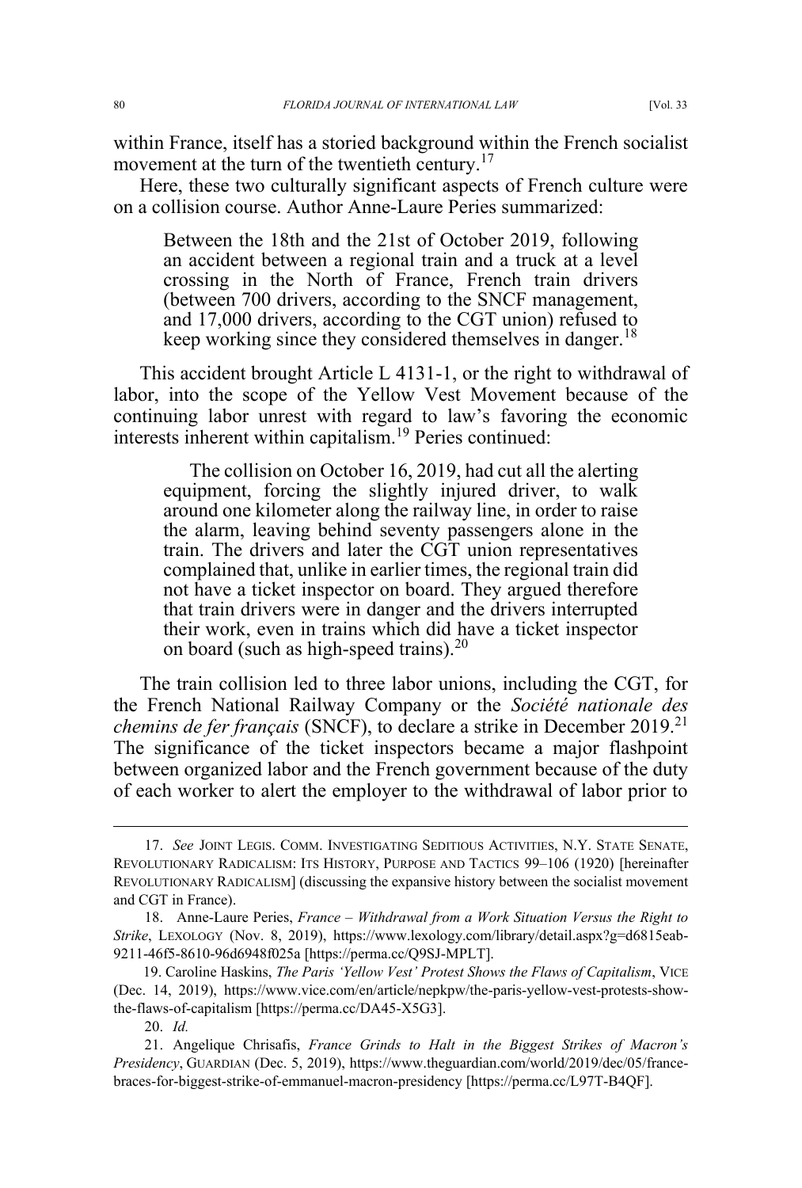within France, itself has a storied background within the French socialist movement at the turn of the twentieth century.[17]

Here, these two culturally significant aspects of French culture were on a collision course. Author Anne-Laure Peries summarized:

> Between the 18th and the 21st of October 2019, following an accident between a regional train and a truck at a level crossing in the North of France, French train drivers (between 700 drivers, according to the SNCF management, and 17,000 drivers, according to the CGT union) refused to keep working since they considered themselves in danger.[18]

This accident brought Article L 4131-1, or the right to withdrawal of labor, into the scope of the Yellow Vest Movement because of the continuing labor unrest with regard to law's favoring the economic interests inherent within capitalism.[19] Peries continued:

> The collision on October 16, 2019, had cut all the alerting equipment, forcing the slightly injured driver, to walk around one kilometer along the railway line, in order to raise the alarm, leaving behind seventy passengers alone in the train. The drivers and later the CGT union representatives complained that, unlike in earlier times, the regional train did not have a ticket inspector on board. They argued therefore that train drivers were in danger and the drivers interrupted their work, even in trains which did have a ticket inspector on board (such as high-speed trains).[20]

The train collision led to three labor unions, including the CGT, for the French National Railway Company or the *Société nationale des chemins de fer français* (SNCF), to declare a strike in December 2019.[21] The significance of the ticket inspectors became a major flashpoint between organized labor and the French government because of the duty of each worker to alert the employer to the withdrawal of labor prior to

---

17. *See* JOINT LEGIS. COMM. INVESTIGATING SEDITIOUS ACTIVITIES, N.Y. STATE SENATE, REVOLUTIONARY RADICALISM: ITS HISTORY, PURPOSE AND TACTICS 99–106 (1920) [hereinafter REVOLUTIONARY RADICALISM] (discussing the expansive history between the socialist movement and CGT in France).

18. Anne-Laure Peries, *France – Withdrawal from a Work Situation Versus the Right to Strike*, LEXOLOGY (Nov. 8, 2019), https://www.lexology.com/library/detail.aspx?g=d6815eab-9211-46f5-8610-96d6948f025a [https://perma.cc/Q9SJ-MPLT].

19. Caroline Haskins, *The Paris 'Yellow Vest' Protest Shows the Flaws of Capitalism*, VICE (Dec. 14, 2019), https://www.vice.com/en/article/nepkpw/the-paris-yellow-vest-protests-show-the-flaws-of-capitalism [https://perma.cc/DA45-X5G3].

20. *Id.*

21. Angelique Chrisafis, *France Grinds to Halt in the Biggest Strikes of Macron's Presidency*, GUARDIAN (Dec. 5, 2019), https://www.theguardian.com/world/2019/dec/05/france-braces-for-biggest-strike-of-emmanuel-macron-presidency [https://perma.cc/L97T-B4QF].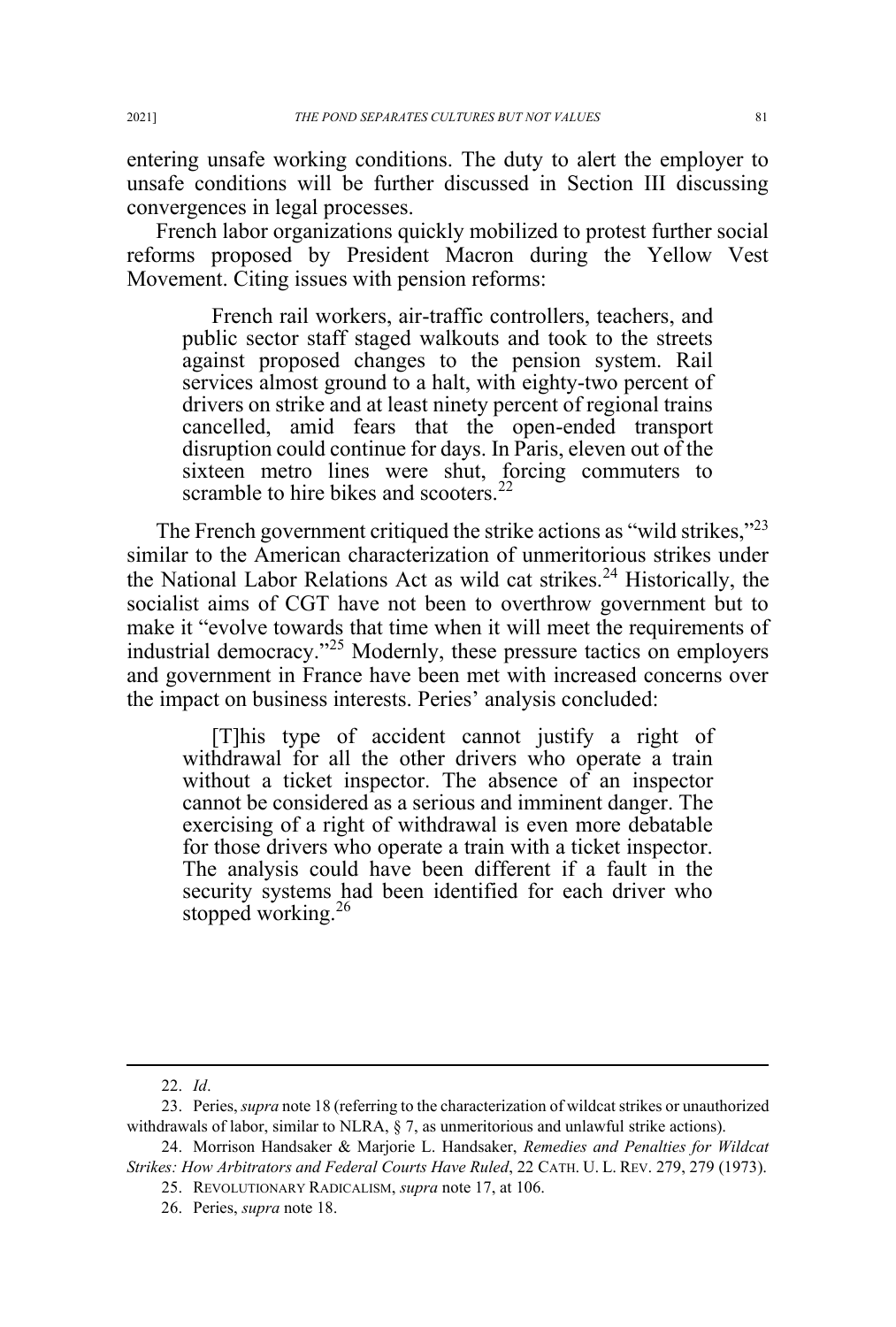entering unsafe working conditions. The duty to alert the employer to unsafe conditions will be further discussed in Section III discussing convergences in legal processes.

French labor organizations quickly mobilized to protest further social reforms proposed by President Macron during the Yellow Vest Movement. Citing issues with pension reforms:

> French rail workers, air-traffic controllers, teachers, and public sector staff staged walkouts and took to the streets against proposed changes to the pension system. Rail services almost ground to a halt, with eighty-two percent of drivers on strike and at least ninety percent of regional trains cancelled, amid fears that the open-ended transport disruption could continue for days. In Paris, eleven out of the sixteen metro lines were shut, forcing commuters to scramble to hire bikes and scooters.[22]

The French government critiqued the strike actions as "wild strikes,"[23] similar to the American characterization of unmeritorious strikes under the National Labor Relations Act as wild cat strikes.[24] Historically, the socialist aims of CGT have not been to overthrow government but to make it "evolve towards that time when it will meet the requirements of industrial democracy."[25] Modernly, these pressure tactics on employers and government in France have been met with increased concerns over the impact on business interests. Peries' analysis concluded:

> [T]his type of accident cannot justify a right of withdrawal for all the other drivers who operate a train without a ticket inspector. The absence of an inspector cannot be considered as a serious and imminent danger. The exercising of a right of withdrawal is even more debatable for those drivers who operate a train with a ticket inspector. The analysis could have been different if a fault in the security systems had been identified for each driver who stopped working.[26]

---

22. *Id*.

23. Peries, *supra* note 18 (referring to the characterization of wildcat strikes or unauthorized withdrawals of labor, similar to NLRA, § 7, as unmeritorious and unlawful strike actions).

24. Morrison Handsaker & Marjorie L. Handsaker, *Remedies and Penalties for Wildcat Strikes: How Arbitrators and Federal Courts Have Ruled*, 22 CATH. U. L. REV. 279, 279 (1973).

25. REVOLUTIONARY RADICALISM, *supra* note 17, at 106.

26. Peries, *supra* note 18.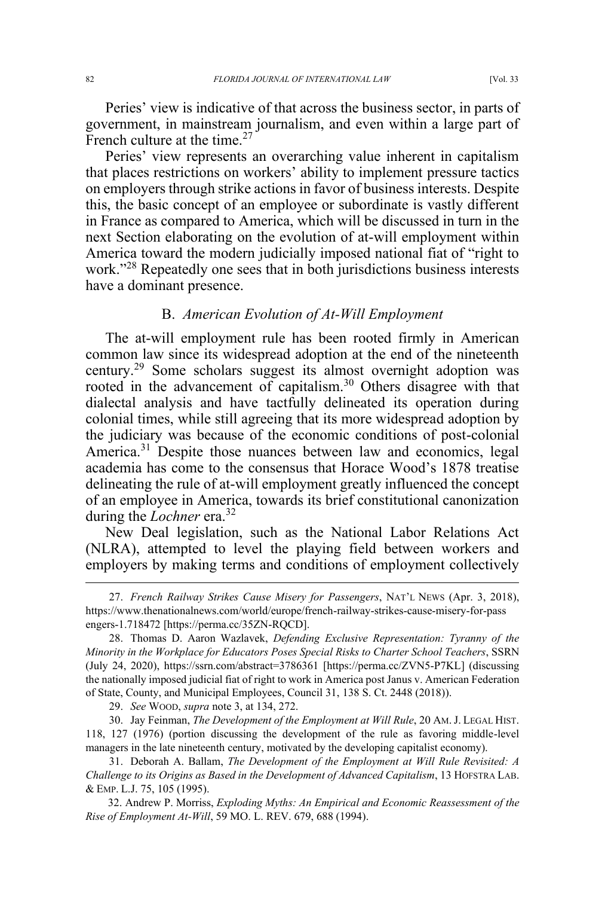Peries' view is indicative of that across the business sector, in parts of government, in mainstream journalism, and even within a large part of French culture at the time.[27]

Peries' view represents an overarching value inherent in capitalism that places restrictions on workers' ability to implement pressure tactics on employers through strike actions in favor of business interests. Despite this, the basic concept of an employee or subordinate is vastly different in France as compared to America, which will be discussed in turn in the next Section elaborating on the evolution of at-will employment within America toward the modern judicially imposed national fiat of "right to work."[28] Repeatedly one sees that in both jurisdictions business interests have a dominant presence.

### B. *American Evolution of At-Will Employment*

The at-will employment rule has been rooted firmly in American common law since its widespread adoption at the end of the nineteenth century.[29] Some scholars suggest its almost overnight adoption was rooted in the advancement of capitalism.[30] Others disagree with that dialectal analysis and have tactfully delineated its operation during colonial times, while still agreeing that its more widespread adoption by the judiciary was because of the economic conditions of post-colonial America.[31] Despite those nuances between law and economics, legal academia has come to the consensus that Horace Wood's 1878 treatise delineating the rule of at-will employment greatly influenced the concept of an employee in America, towards its brief constitutional canonization during the *Lochner* era.[32]

New Deal legislation, such as the National Labor Relations Act (NLRA), attempted to level the playing field between workers and employers by making terms and conditions of employment collectively

---

27. *French Railway Strikes Cause Misery for Passengers*, NAT'L NEWS (Apr. 3, 2018), https://www.thenationalnews.com/world/europe/french-railway-strikes-cause-misery-for-passengers-1.718472 [https://perma.cc/35ZN-RQCD].

28. Thomas D. Aaron Wazlavek, *Defending Exclusive Representation: Tyranny of the Minority in the Workplace for Educators Poses Special Risks to Charter School Teachers*, SSRN (July 24, 2020), https://ssrn.com/abstract=3786361 [https://perma.cc/ZVN5-P7KL] (discussing the nationally imposed judicial fiat of right to work in America post Janus v. American Federation of State, County, and Municipal Employees, Council 31, 138 S. Ct. 2448 (2018)).

29. *See* WOOD, *supra* note 3, at 134, 272.

30. Jay Feinman, *The Development of the Employment at Will Rule*, 20 AM. J. LEGAL HIST. 118, 127 (1976) (portion discussing the development of the rule as favoring middle-level managers in the late nineteenth century, motivated by the developing capitalist economy).

31. Deborah A. Ballam, *The Development of the Employment at Will Rule Revisited: A Challenge to its Origins as Based in the Development of Advanced Capitalism*, 13 HOFSTRA LAB. & EMP. L.J. 75, 105 (1995).

32. Andrew P. Morriss, *Exploding Myths: An Empirical and Economic Reassessment of the Rise of Employment At-Will*, 59 MO. L. REV. 679, 688 (1994).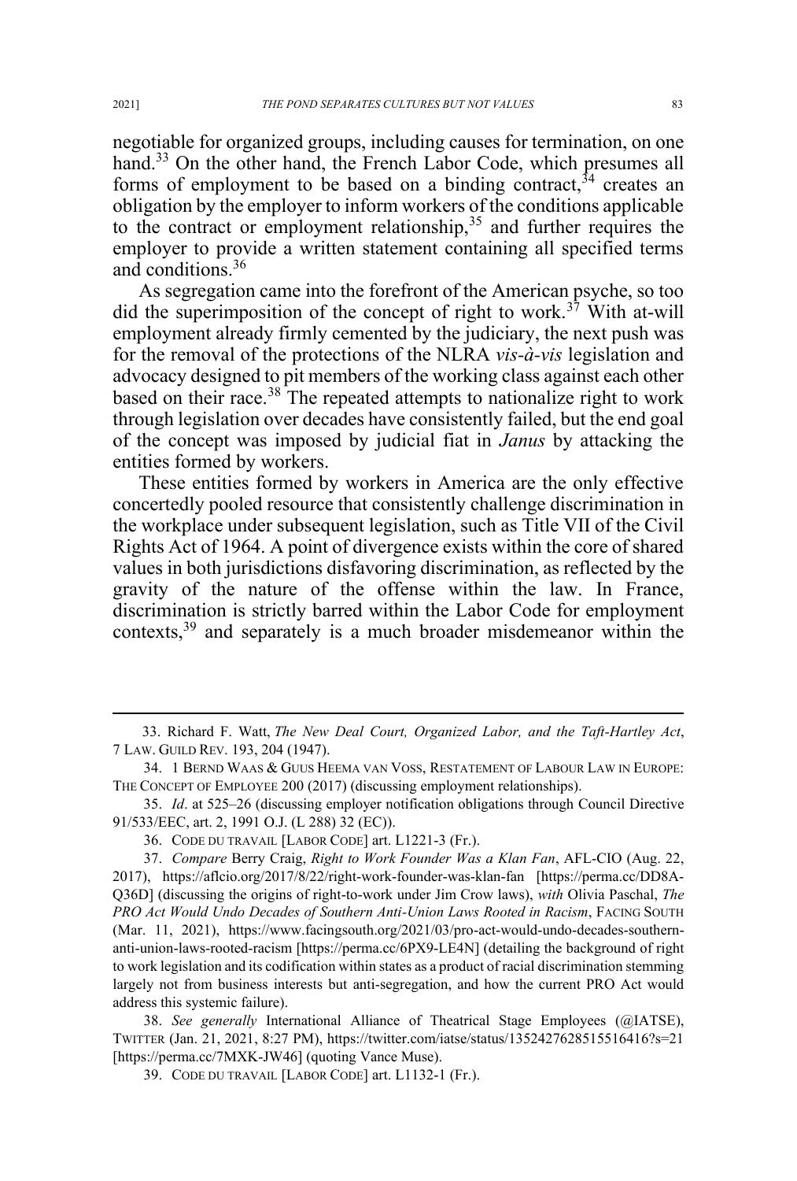negotiable for organized groups, including causes for termination, on one hand.[33] On the other hand, the French Labor Code, which presumes all forms of employment to be based on a binding contract,[34] creates an obligation by the employer to inform workers of the conditions applicable to the contract or employment relationship,[35] and further requires the employer to provide a written statement containing all specified terms and conditions.[36]

As segregation came into the forefront of the American psyche, so too did the superimposition of the concept of right to work.[37] With at-will employment already firmly cemented by the judiciary, the next push was for the removal of the protections of the NLRA *vis-à-vis* legislation and advocacy designed to pit members of the working class against each other based on their race.[38] The repeated attempts to nationalize right to work through legislation over decades have consistently failed, but the end goal of the concept was imposed by judicial fiat in *Janus* by attacking the entities formed by workers.

These entities formed by workers in America are the only effective concertedly pooled resource that consistently challenge discrimination in the workplace under subsequent legislation, such as Title VII of the Civil Rights Act of 1964. A point of divergence exists within the core of shared values in both jurisdictions disfavoring discrimination, as reflected by the gravity of the nature of the offense within the law. In France, discrimination is strictly barred within the Labor Code for employment contexts,[39] and separately is a much broader misdemeanor within the

---

33. Richard F. Watt, *The New Deal Court, Organized Labor, and the Taft-Hartley Act*, 7 LAW. GUILD REV. 193, 204 (1947).

34. 1 BERND WAAS & GUUS HEEMA VAN VOSS, RESTATEMENT OF LABOUR LAW IN EUROPE: THE CONCEPT OF EMPLOYEE 200 (2017) (discussing employment relationships).

35. *Id*. at 525–26 (discussing employer notification obligations through Council Directive 91/533/EEC, art. 2, 1991 O.J. (L 288) 32 (EC)).

36. CODE DU TRAVAIL [LABOR CODE] art. L1221-3 (Fr.).

37. *Compare* Berry Craig, *Right to Work Founder Was a Klan Fan*, AFL-CIO (Aug. 22, 2017), https://aflcio.org/2017/8/22/right-work-founder-was-klan-fan [https://perma.cc/DD8A-Q36D] (discussing the origins of right-to-work under Jim Crow laws), *with* Olivia Paschal, *The PRO Act Would Undo Decades of Southern Anti-Union Laws Rooted in Racism*, FACING SOUTH (Mar. 11, 2021), https://www.facingsouth.org/2021/03/pro-act-would-undo-decades-southern-anti-union-laws-rooted-racism [https://perma.cc/6PX9-LE4N] (detailing the background of right to work legislation and its codification within states as a product of racial discrimination stemming largely not from business interests but anti-segregation, and how the current PRO Act would address this systemic failure).

38. *See generally* International Alliance of Theatrical Stage Employees (@IATSE), TWITTER (Jan. 21, 2021, 8:27 PM), https://twitter.com/iatse/status/1352427628515516416?s=21 [https://perma.cc/7MXK-JW46] (quoting Vance Muse).

39. CODE DU TRAVAIL [LABOR CODE] art. L1132-1 (Fr.).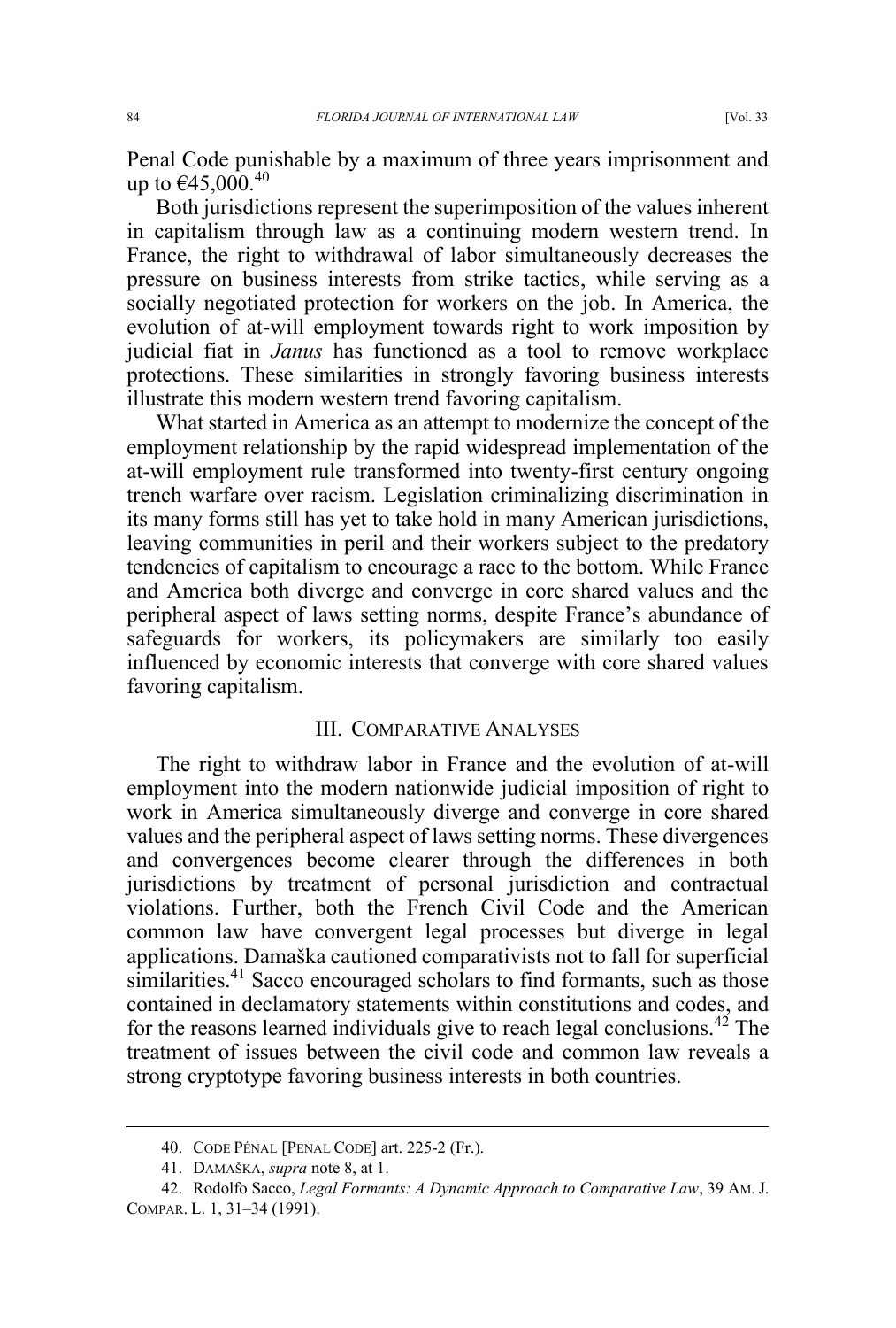Penal Code punishable by a maximum of three years imprisonment and up to €45,000.[40]

Both jurisdictions represent the superimposition of the values inherent in capitalism through law as a continuing modern western trend. In France, the right to withdrawal of labor simultaneously decreases the pressure on business interests from strike tactics, while serving as a socially negotiated protection for workers on the job. In America, the evolution of at-will employment towards right to work imposition by judicial fiat in *Janus* has functioned as a tool to remove workplace protections. These similarities in strongly favoring business interests illustrate this modern western trend favoring capitalism.

What started in America as an attempt to modernize the concept of the employment relationship by the rapid widespread implementation of the at-will employment rule transformed into twenty-first century ongoing trench warfare over racism. Legislation criminalizing discrimination in its many forms still has yet to take hold in many American jurisdictions, leaving communities in peril and their workers subject to the predatory tendencies of capitalism to encourage a race to the bottom. While France and America both diverge and converge in core shared values and the peripheral aspect of laws setting norms, despite France's abundance of safeguards for workers, its policymakers are similarly too easily influenced by economic interests that converge with core shared values favoring capitalism.

## III. Comparative Analyses

The right to withdraw labor in France and the evolution of at-will employment into the modern nationwide judicial imposition of right to work in America simultaneously diverge and converge in core shared values and the peripheral aspect of laws setting norms. These divergences and convergences become clearer through the differences in both jurisdictions by treatment of personal jurisdiction and contractual violations. Further, both the French Civil Code and the American common law have convergent legal processes but diverge in legal applications. Damaška cautioned comparativists not to fall for superficial similarities.[41] Sacco encouraged scholars to find formants, such as those contained in declamatory statements within constitutions and codes, and for the reasons learned individuals give to reach legal conclusions.[42] The treatment of issues between the civil code and common law reveals a strong cryptotype favoring business interests in both countries.

---

40. Code Pénal [Penal Code] art. 225-2 (Fr.).

41. Damaška, *supra* note 8, at 1.

42. Rodolfo Sacco, *Legal Formants: A Dynamic Approach to Comparative Law*, 39 Am. J. Compar. L. 1, 31–34 (1991).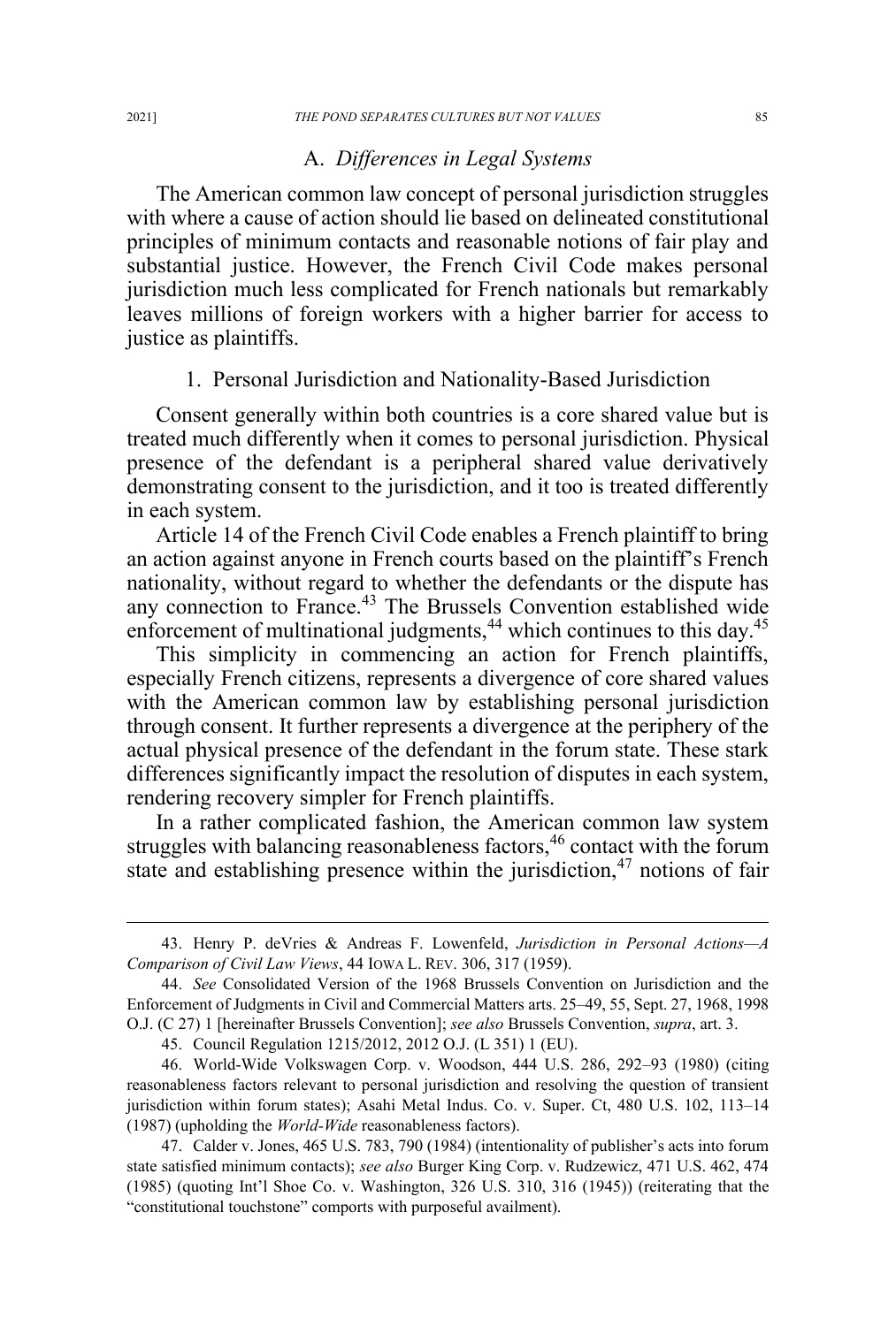### A. *Differences in Legal Systems*

The American common law concept of personal jurisdiction struggles with where a cause of action should lie based on delineated constitutional principles of minimum contacts and reasonable notions of fair play and substantial justice. However, the French Civil Code makes personal jurisdiction much less complicated for French nationals but remarkably leaves millions of foreign workers with a higher barrier for access to justice as plaintiffs.

#### 1. Personal Jurisdiction and Nationality-Based Jurisdiction

Consent generally within both countries is a core shared value but is treated much differently when it comes to personal jurisdiction. Physical presence of the defendant is a peripheral shared value derivatively demonstrating consent to the jurisdiction, and it too is treated differently in each system.

Article 14 of the French Civil Code enables a French plaintiff to bring an action against anyone in French courts based on the plaintiff's French nationality, without regard to whether the defendants or the dispute has any connection to France.[43] The Brussels Convention established wide enforcement of multinational judgments,[44] which continues to this day.[45]

This simplicity in commencing an action for French plaintiffs, especially French citizens, represents a divergence of core shared values with the American common law by establishing personal jurisdiction through consent. It further represents a divergence at the periphery of the actual physical presence of the defendant in the forum state. These stark differences significantly impact the resolution of disputes in each system, rendering recovery simpler for French plaintiffs.

In a rather complicated fashion, the American common law system struggles with balancing reasonableness factors,[46] contact with the forum state and establishing presence within the jurisdiction,[47] notions of fair

---

43. Henry P. deVries & Andreas F. Lowenfeld, *Jurisdiction in Personal Actions—A Comparison of Civil Law Views*, 44 IOWA L. REV. 306, 317 (1959).

44. *See* Consolidated Version of the 1968 Brussels Convention on Jurisdiction and the Enforcement of Judgments in Civil and Commercial Matters arts. 25–49, 55, Sept. 27, 1968, 1998 O.J. (C 27) 1 [hereinafter Brussels Convention]; *see also* Brussels Convention, *supra*, art. 3.

45. Council Regulation 1215/2012, 2012 O.J. (L 351) 1 (EU).

46. World-Wide Volkswagen Corp. v. Woodson, 444 U.S. 286, 292–93 (1980) (citing reasonableness factors relevant to personal jurisdiction and resolving the question of transient jurisdiction within forum states); Asahi Metal Indus. Co. v. Super. Ct, 480 U.S. 102, 113–14 (1987) (upholding the *World-Wide* reasonableness factors).

47. Calder v. Jones, 465 U.S. 783, 790 (1984) (intentionality of publisher's acts into forum state satisfied minimum contacts); *see also* Burger King Corp. v. Rudzewicz, 471 U.S. 462, 474 (1985) (quoting Int'l Shoe Co. v. Washington, 326 U.S. 310, 316 (1945)) (reiterating that the "constitutional touchstone" comports with purposeful availment).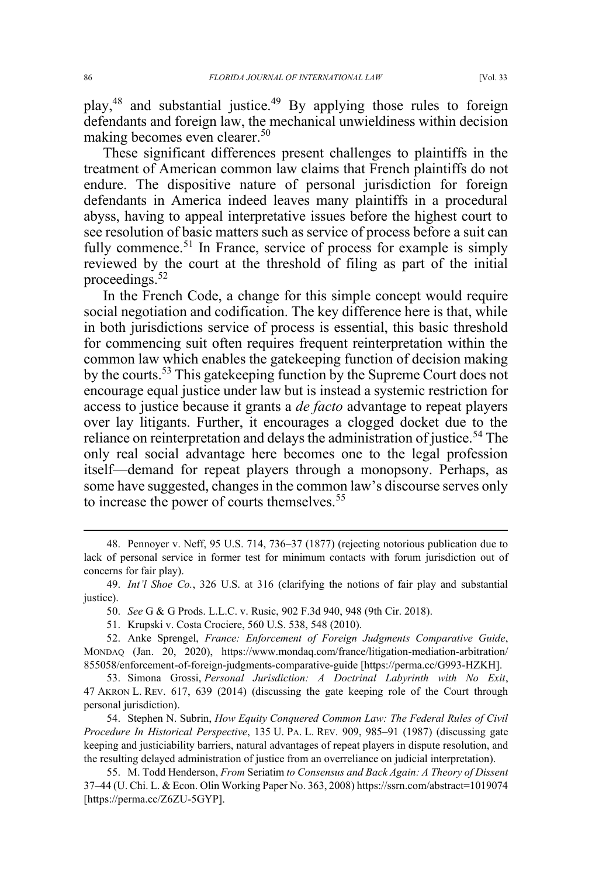play,[48] and substantial justice.[49] By applying those rules to foreign defendants and foreign law, the mechanical unwieldiness within decision making becomes even clearer.[50]

These significant differences present challenges to plaintiffs in the treatment of American common law claims that French plaintiffs do not endure. The dispositive nature of personal jurisdiction for foreign defendants in America indeed leaves many plaintiffs in a procedural abyss, having to appeal interpretative issues before the highest court to see resolution of basic matters such as service of process before a suit can fully commence.[51] In France, service of process for example is simply reviewed by the court at the threshold of filing as part of the initial proceedings.[52]

In the French Code, a change for this simple concept would require social negotiation and codification. The key difference here is that, while in both jurisdictions service of process is essential, this basic threshold for commencing suit often requires frequent reinterpretation within the common law which enables the gatekeeping function of decision making by the courts.[53] This gatekeeping function by the Supreme Court does not encourage equal justice under law but is instead a systemic restriction for access to justice because it grants a *de facto* advantage to repeat players over lay litigants. Further, it encourages a clogged docket due to the reliance on reinterpretation and delays the administration of justice.[54] The only real social advantage here becomes one to the legal profession itself—demand for repeat players through a monopsony. Perhaps, as some have suggested, changes in the common law's discourse serves only to increase the power of courts themselves.[55]

---

48. Pennoyer v. Neff, 95 U.S. 714, 736–37 (1877) (rejecting notorious publication due to lack of personal service in former test for minimum contacts with forum jurisdiction out of concerns for fair play).

49. *Int'l Shoe Co.*, 326 U.S. at 316 (clarifying the notions of fair play and substantial justice).

50. *See* G & G Prods. L.L.C. v. Rusic, 902 F.3d 940, 948 (9th Cir. 2018).

51. Krupski v. Costa Crociere, 560 U.S. 538, 548 (2010).

52. Anke Sprengel, *France: Enforcement of Foreign Judgments Comparative Guide*, MONDAQ (Jan. 20, 2020), https://www.mondaq.com/france/litigation-mediation-arbitration/855058/enforcement-of-foreign-judgments-comparative-guide [https://perma.cc/G993-HZKH].

53. Simona Grossi, *Personal Jurisdiction: A Doctrinal Labyrinth with No Exit*, 47 AKRON L. REV. 617, 639 (2014) (discussing the gate keeping role of the Court through personal jurisdiction).

54. Stephen N. Subrin, *How Equity Conquered Common Law: The Federal Rules of Civil Procedure In Historical Perspective*, 135 U. PA. L. REV. 909, 985–91 (1987) (discussing gate keeping and justiciability barriers, natural advantages of repeat players in dispute resolution, and the resulting delayed administration of justice from an overreliance on judicial interpretation).

55. M. Todd Henderson, *From* Seriatim *to Consensus and Back Again: A Theory of Dissent* 37–44 (U. Chi. L. & Econ. Olin Working Paper No. 363, 2008) https://ssrn.com/abstract=1019074 [https://perma.cc/Z6ZU-5GYP].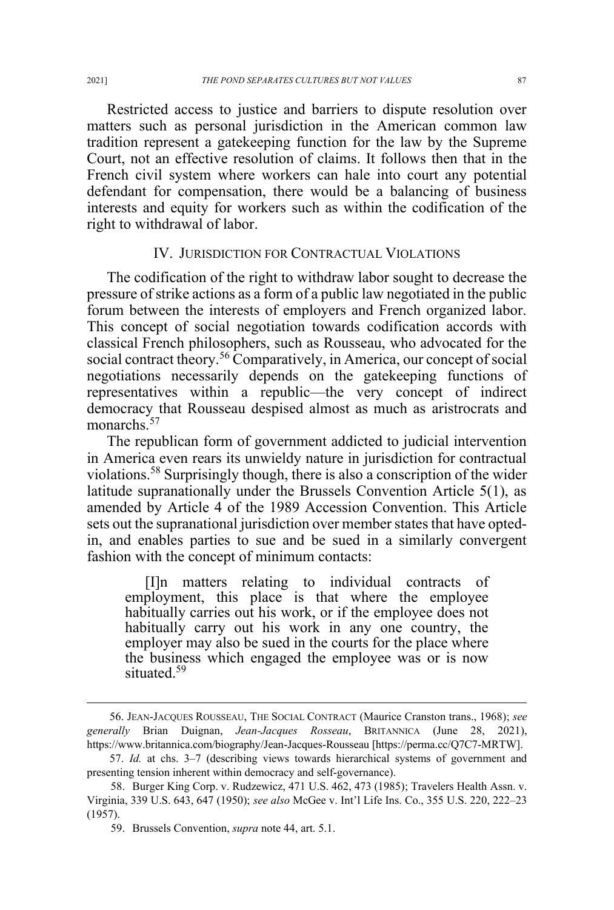Restricted access to justice and barriers to dispute resolution over matters such as personal jurisdiction in the American common law tradition represent a gatekeeping function for the law by the Supreme Court, not an effective resolution of claims. It follows then that in the French civil system where workers can hale into court any potential defendant for compensation, there would be a balancing of business interests and equity for workers such as within the codification of the right to withdrawal of labor.

## IV. JURISDICTION FOR CONTRACTUAL VIOLATIONS

The codification of the right to withdraw labor sought to decrease the pressure of strike actions as a form of a public law negotiated in the public forum between the interests of employers and French organized labor. This concept of social negotiation towards codification accords with classical French philosophers, such as Rousseau, who advocated for the social contract theory.[56] Comparatively, in America, our concept of social negotiations necessarily depends on the gatekeeping functions of representatives within a republic—the very concept of indirect democracy that Rousseau despised almost as much as aristocrats and monarchs.[57]

The republican form of government addicted to judicial intervention in America even rears its unwieldy nature in jurisdiction for contractual violations.[58] Surprisingly though, there is also a conscription of the wider latitude supranationally under the Brussels Convention Article 5(1), as amended by Article 4 of the 1989 Accession Convention. This Article sets out the supranational jurisdiction over member states that have opted-in, and enables parties to sue and be sued in a similarly convergent fashion with the concept of minimum contacts:

> [I]n matters relating to individual contracts of employment, this place is that where the employee habitually carries out his work, or if the employee does not habitually carry out his work in any one country, the employer may also be sued in the courts for the place where the business which engaged the employee was or is now situated.[59]

---

56. JEAN-JACQUES ROUSSEAU, THE SOCIAL CONTRACT (Maurice Cranston trans., 1968); *see generally* Brian Duignan, *Jean-Jacques Rosseau*, BRITANNICA (June 28, 2021), https://www.britannica.com/biography/Jean-Jacques-Rousseau [https://perma.cc/Q7C7-MRTW].

57. *Id.* at chs. 3–7 (describing views towards hierarchical systems of government and presenting tension inherent within democracy and self-governance).

58. Burger King Corp. v. Rudzewicz, 471 U.S. 462, 473 (1985); Travelers Health Assn. v. Virginia, 339 U.S. 643, 647 (1950); *see also* McGee v. Int'l Life Ins. Co., 355 U.S. 220, 222–23 (1957).

59. Brussels Convention, *supra* note 44, art. 5.1.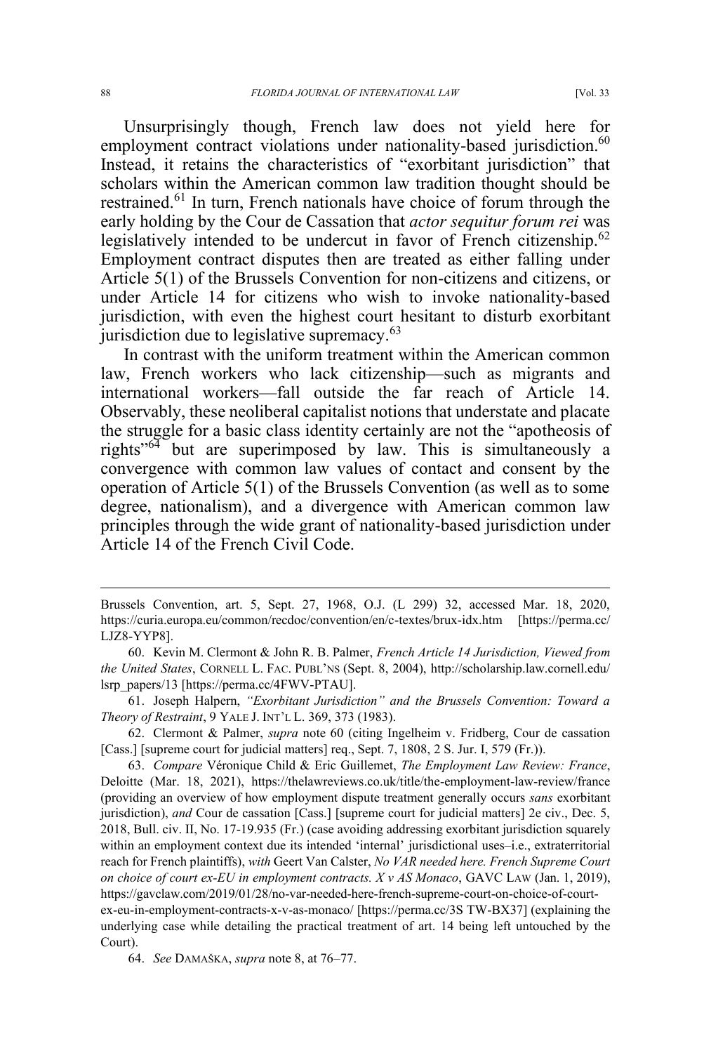Unsurprisingly though, French law does not yield here for employment contract violations under nationality-based jurisdiction.[60] Instead, it retains the characteristics of "exorbitant jurisdiction" that scholars within the American common law tradition thought should be restrained.[61] In turn, French nationals have choice of forum through the early holding by the Cour de Cassation that *actor sequitur forum rei* was legislatively intended to be undercut in favor of French citizenship.[62] Employment contract disputes then are treated as either falling under Article 5(1) of the Brussels Convention for non-citizens and citizens, or under Article 14 for citizens who wish to invoke nationality-based jurisdiction, with even the highest court hesitant to disturb exorbitant jurisdiction due to legislative supremacy.[63]

In contrast with the uniform treatment within the American common law, French workers who lack citizenship—such as migrants and international workers—fall outside the far reach of Article 14. Observably, these neoliberal capitalist notions that understate and placate the struggle for a basic class identity certainly are not the "apotheosis of rights"[64] but are superimposed by law. This is simultaneously a convergence with common law values of contact and consent by the operation of Article 5(1) of the Brussels Convention (as well as to some degree, nationalism), and a divergence with American common law principles through the wide grant of nationality-based jurisdiction under Article 14 of the French Civil Code.

---

Brussels Convention, art. 5, Sept. 27, 1968, O.J. (L 299) 32, accessed Mar. 18, 2020, https://curia.europa.eu/common/recdoc/convention/en/c-textes/brux-idx.htm [https://perma.cc/LJZ8-YYP8].

60. Kevin M. Clermont & John R. B. Palmer, *French Article 14 Jurisdiction, Viewed from the United States*, CORNELL L. FAC. PUBL'NS (Sept. 8, 2004), http://scholarship.law.cornell.edu/lsrp_papers/13 [https://perma.cc/4FWV-PTAU].

61. Joseph Halpern, *"Exorbitant Jurisdiction" and the Brussels Convention: Toward a Theory of Restraint*, 9 YALE J. INT'L L. 369, 373 (1983).

62. Clermont & Palmer, *supra* note 60 (citing Ingelheim v. Fridberg, Cour de cassation [Cass.] [supreme court for judicial matters] req., Sept. 7, 1808, 2 S. Jur. I, 579 (Fr.)).

63. *Compare* Véronique Child & Eric Guillemet, *The Employment Law Review: France*, Deloitte (Mar. 18, 2021), https://thelawreviews.co.uk/title/the-employment-law-review/france (providing an overview of how employment dispute treatment generally occurs *sans* exorbitant jurisdiction), *and* Cour de cassation [Cass.] [supreme court for judicial matters] 2e civ., Dec. 5, 2018, Bull. civ. II, No. 17-19.935 (Fr.) (case avoiding addressing exorbitant jurisdiction squarely within an employment context due its intended 'internal' jurisdictional uses–i.e., extraterritorial reach for French plaintiffs), *with* Geert Van Calster, *No VAR needed here. French Supreme Court on choice of court ex-EU in employment contracts. X v AS Monaco*, GAVC LAW (Jan. 1, 2019), https://gavclaw.com/2019/01/28/no-var-needed-here-french-supreme-court-on-choice-of-court-ex-eu-in-employment-contracts-x-v-as-monaco/ [https://perma.cc/3S TW-BX37] (explaining the underlying case while detailing the practical treatment of art. 14 being left untouched by the Court).

64. *See* DAMAŠKA, *supra* note 8, at 76–77.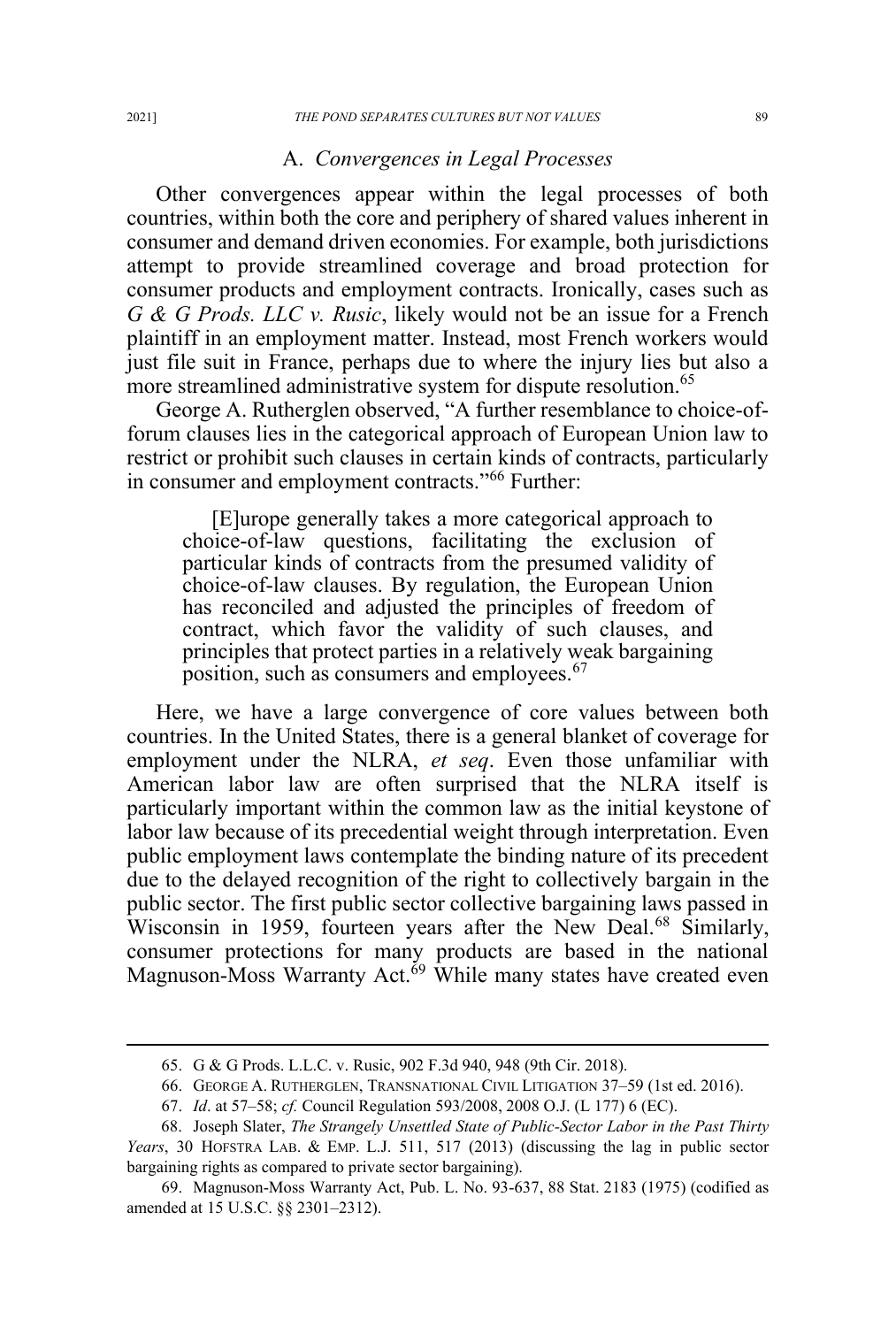### A. *Convergences in Legal Processes*

Other convergences appear within the legal processes of both countries, within both the core and periphery of shared values inherent in consumer and demand driven economies. For example, both jurisdictions attempt to provide streamlined coverage and broad protection for consumer products and employment contracts. Ironically, cases such as *G & G Prods. LLC v. Rusic*, likely would not be an issue for a French plaintiff in an employment matter. Instead, most French workers would just file suit in France, perhaps due to where the injury lies but also a more streamlined administrative system for dispute resolution.[65]

George A. Rutherglen observed, "A further resemblance to choice-of-forum clauses lies in the categorical approach of European Union law to restrict or prohibit such clauses in certain kinds of contracts, particularly in consumer and employment contracts."[66] Further:

> [E]urope generally takes a more categorical approach to choice-of-law questions, facilitating the exclusion of particular kinds of contracts from the presumed validity of choice-of-law clauses. By regulation, the European Union has reconciled and adjusted the principles of freedom of contract, which favor the validity of such clauses, and principles that protect parties in a relatively weak bargaining position, such as consumers and employees.[67]

Here, we have a large convergence of core values between both countries. In the United States, there is a general blanket of coverage for employment under the NLRA, *et seq*. Even those unfamiliar with American labor law are often surprised that the NLRA itself is particularly important within the common law as the initial keystone of labor law because of its precedential weight through interpretation. Even public employment laws contemplate the binding nature of its precedent due to the delayed recognition of the right to collectively bargain in the public sector. The first public sector collective bargaining laws passed in Wisconsin in 1959, fourteen years after the New Deal.[68] Similarly, consumer protections for many products are based in the national Magnuson-Moss Warranty Act.[69] While many states have created even

---

65. G & G Prods. L.L.C. v. Rusic, 902 F.3d 940, 948 (9th Cir. 2018).

66. GEORGE A. RUTHERGLEN, TRANSNATIONAL CIVIL LITIGATION 37–59 (1st ed. 2016).

67. *Id*. at 57–58; *cf.* Council Regulation 593/2008, 2008 O.J. (L 177) 6 (EC).

68. Joseph Slater, *The Strangely Unsettled State of Public-Sector Labor in the Past Thirty Years*, 30 HOFSTRA LAB. & EMP. L.J. 511, 517 (2013) (discussing the lag in public sector bargaining rights as compared to private sector bargaining).

69. Magnuson-Moss Warranty Act, Pub. L. No. 93-637, 88 Stat. 2183 (1975) (codified as amended at 15 U.S.C. §§ 2301–2312).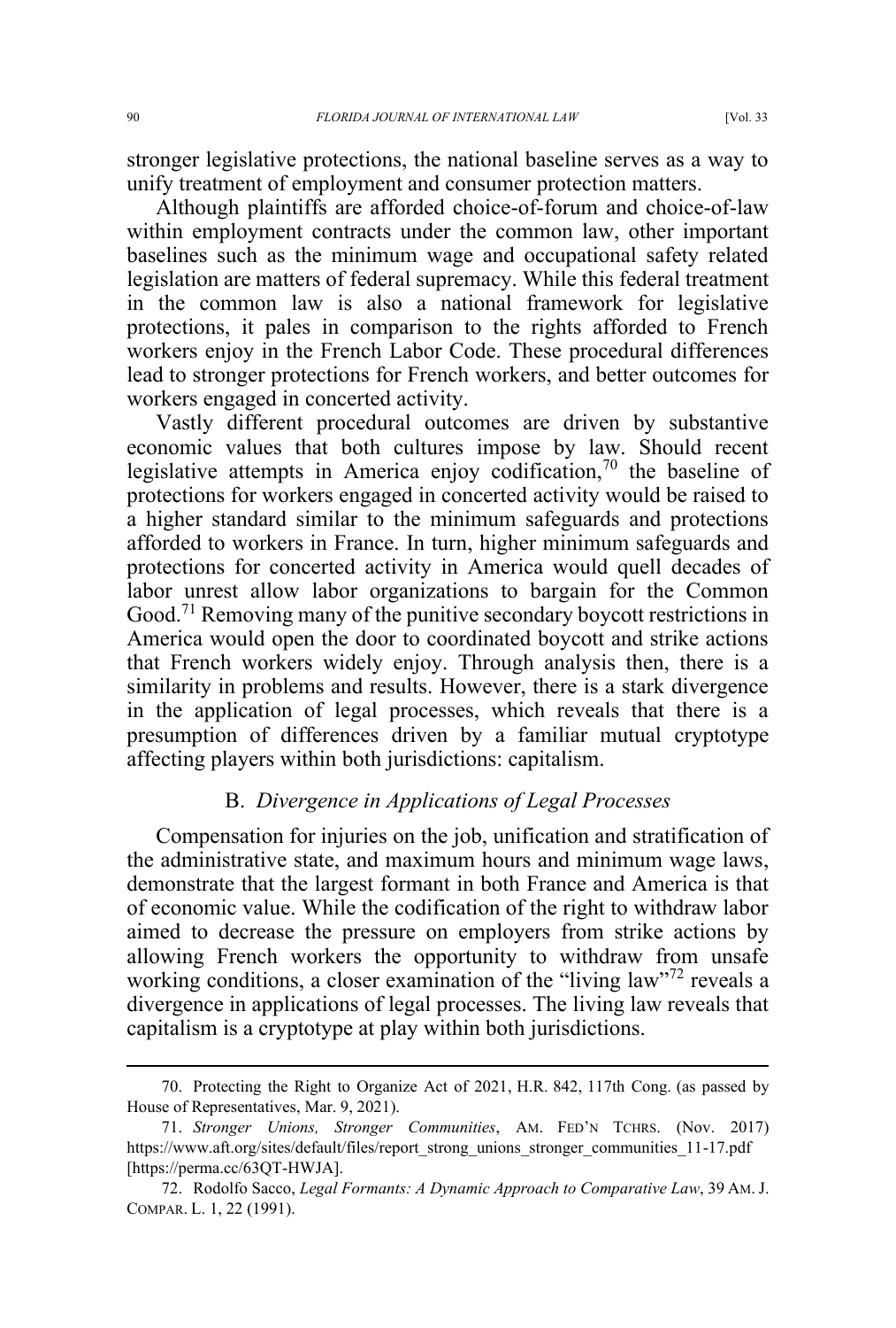stronger legislative protections, the national baseline serves as a way to unify treatment of employment and consumer protection matters.

Although plaintiffs are afforded choice-of-forum and choice-of-law within employment contracts under the common law, other important baselines such as the minimum wage and occupational safety related legislation are matters of federal supremacy. While this federal treatment in the common law is also a national framework for legislative protections, it pales in comparison to the rights afforded to French workers enjoy in the French Labor Code. These procedural differences lead to stronger protections for French workers, and better outcomes for workers engaged in concerted activity.

Vastly different procedural outcomes are driven by substantive economic values that both cultures impose by law. Should recent legislative attempts in America enjoy codification,[70] the baseline of protections for workers engaged in concerted activity would be raised to a higher standard similar to the minimum safeguards and protections afforded to workers in France. In turn, higher minimum safeguards and protections for concerted activity in America would quell decades of labor unrest allow labor organizations to bargain for the Common Good.[71] Removing many of the punitive secondary boycott restrictions in America would open the door to coordinated boycott and strike actions that French workers widely enjoy. Through analysis then, there is a similarity in problems and results. However, there is a stark divergence in the application of legal processes, which reveals that there is a presumption of differences driven by a familiar mutual cryptotype affecting players within both jurisdictions: capitalism.

### B. *Divergence in Applications of Legal Processes*

Compensation for injuries on the job, unification and stratification of the administrative state, and maximum hours and minimum wage laws, demonstrate that the largest formant in both France and America is that of economic value. While the codification of the right to withdraw labor aimed to decrease the pressure on employers from strike actions by allowing French workers the opportunity to withdraw from unsafe working conditions, a closer examination of the "living law"[72] reveals a divergence in applications of legal processes. The living law reveals that capitalism is a cryptotype at play within both jurisdictions.

---

70. Protecting the Right to Organize Act of 2021, H.R. 842, 117th Cong. (as passed by House of Representatives, Mar. 9, 2021).

71. *Stronger Unions, Stronger Communities*, AM. FED'N TCHRS. (Nov. 2017) https://www.aft.org/sites/default/files/report_strong_unions_stronger_communities_11-17.pdf [https://perma.cc/63QT-HWJA].

72. Rodolfo Sacco, *Legal Formants: A Dynamic Approach to Comparative Law*, 39 AM. J. COMPAR. L. 1, 22 (1991).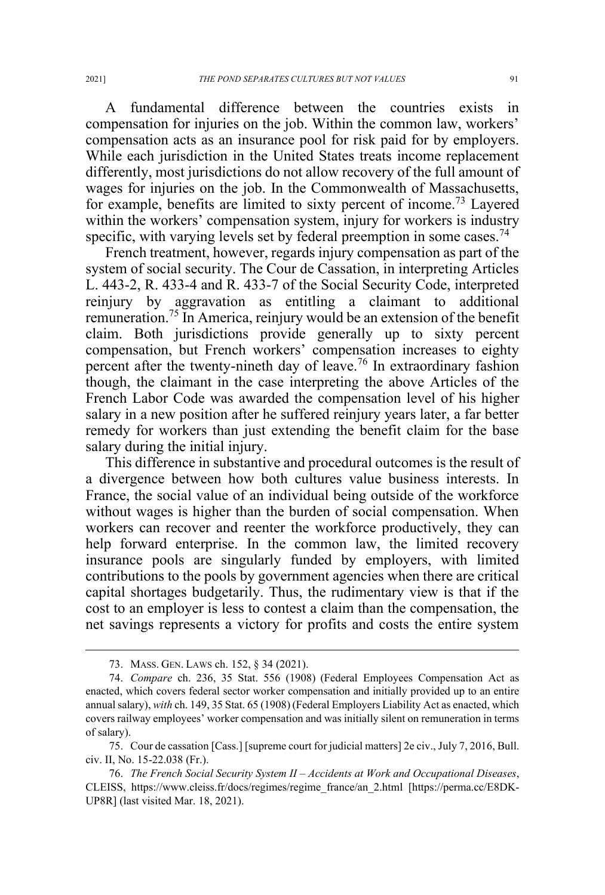A fundamental difference between the countries exists in compensation for injuries on the job. Within the common law, workers' compensation acts as an insurance pool for risk paid for by employers. While each jurisdiction in the United States treats income replacement differently, most jurisdictions do not allow recovery of the full amount of wages for injuries on the job. In the Commonwealth of Massachusetts, for example, benefits are limited to sixty percent of income.[73] Layered within the workers' compensation system, injury for workers is industry specific, with varying levels set by federal preemption in some cases.[74]

French treatment, however, regards injury compensation as part of the system of social security. The Cour de Cassation, in interpreting Articles L. 443-2, R. 433-4 and R. 433-7 of the Social Security Code, interpreted reinjury by aggravation as entitling a claimant to additional remuneration.[75] In America, reinjury would be an extension of the benefit claim. Both jurisdictions provide generally up to sixty percent compensation, but French workers' compensation increases to eighty percent after the twenty-nineth day of leave.[76] In extraordinary fashion though, the claimant in the case interpreting the above Articles of the French Labor Code was awarded the compensation level of his higher salary in a new position after he suffered reinjury years later, a far better remedy for workers than just extending the benefit claim for the base salary during the initial injury.

This difference in substantive and procedural outcomes is the result of a divergence between how both cultures value business interests. In France, the social value of an individual being outside of the workforce without wages is higher than the burden of social compensation. When workers can recover and reenter the workforce productively, they can help forward enterprise. In the common law, the limited recovery insurance pools are singularly funded by employers, with limited contributions to the pools by government agencies when there are critical capital shortages budgetarily. Thus, the rudimentary view is that if the cost to an employer is less to contest a claim than the compensation, the net savings represents a victory for profits and costs the entire system

---

73. MASS. GEN. LAWS ch. 152, § 34 (2021).

74. *Compare* ch. 236, 35 Stat. 556 (1908) (Federal Employees Compensation Act as enacted, which covers federal sector worker compensation and initially provided up to an entire annual salary), *with* ch. 149, 35 Stat. 65 (1908) (Federal Employers Liability Act as enacted, which covers railway employees' worker compensation and was initially silent on remuneration in terms of salary).

75. Cour de cassation [Cass.] [supreme court for judicial matters] 2e civ., July 7, 2016, Bull. civ. II, No. 15-22.038 (Fr.).

76. *The French Social Security System II – Accidents at Work and Occupational Diseases*, CLEISS, https://www.cleiss.fr/docs/regimes/regime_france/an_2.html [https://perma.cc/E8DK-UP8R] (last visited Mar. 18, 2021).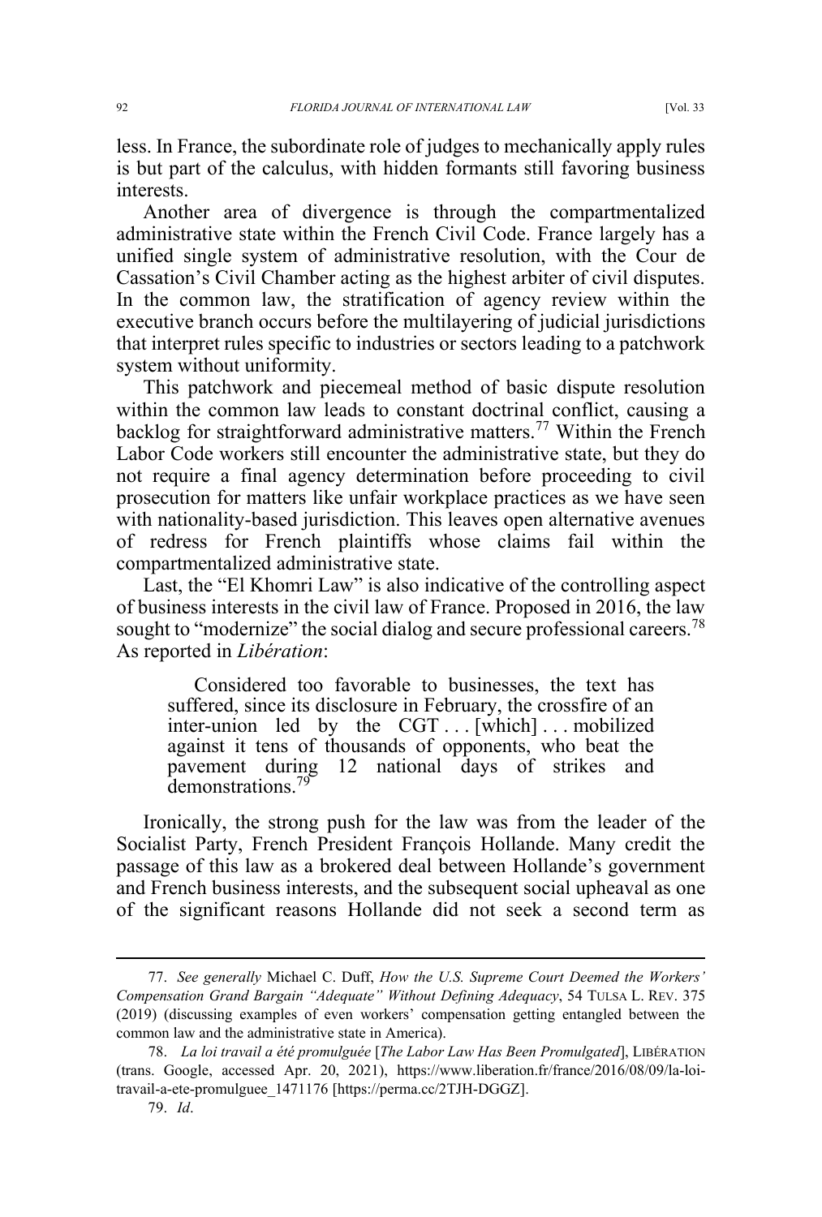less. In France, the subordinate role of judges to mechanically apply rules is but part of the calculus, with hidden formants still favoring business interests.

Another area of divergence is through the compartmentalized administrative state within the French Civil Code. France largely has a unified single system of administrative resolution, with the Cour de Cassation's Civil Chamber acting as the highest arbiter of civil disputes. In the common law, the stratification of agency review within the executive branch occurs before the multilayering of judicial jurisdictions that interpret rules specific to industries or sectors leading to a patchwork system without uniformity.

This patchwork and piecemeal method of basic dispute resolution within the common law leads to constant doctrinal conflict, causing a backlog for straightforward administrative matters.[77] Within the French Labor Code workers still encounter the administrative state, but they do not require a final agency determination before proceeding to civil prosecution for matters like unfair workplace practices as we have seen with nationality-based jurisdiction. This leaves open alternative avenues of redress for French plaintiffs whose claims fail within the compartmentalized administrative state.

Last, the "El Khomri Law" is also indicative of the controlling aspect of business interests in the civil law of France. Proposed in 2016, the law sought to "modernize" the social dialog and secure professional careers.[78] As reported in *Libération*:

> Considered too favorable to businesses, the text has suffered, since its disclosure in February, the crossfire of an inter-union led by the CGT . . . [which] . . . mobilized against it tens of thousands of opponents, who beat the pavement during 12 national days of strikes and demonstrations.[79]

Ironically, the strong push for the law was from the leader of the Socialist Party, French President François Hollande. Many credit the passage of this law as a brokered deal between Hollande's government and French business interests, and the subsequent social upheaval as one of the significant reasons Hollande did not seek a second term as

---

77. *See generally* Michael C. Duff, *How the U.S. Supreme Court Deemed the Workers' Compensation Grand Bargain "Adequate" Without Defining Adequacy*, 54 TULSA L. REV. 375 (2019) (discussing examples of even workers' compensation getting entangled between the common law and the administrative state in America).

78. *La loi travail a été promulguée* [*The Labor Law Has Been Promulgated*], LIBÉRATION (trans. Google, accessed Apr. 20, 2021), https://www.liberation.fr/france/2016/08/09/la-loi-travail-a-ete-promulguee_1471176 [https://perma.cc/2TJH-DGGZ].

79. *Id*.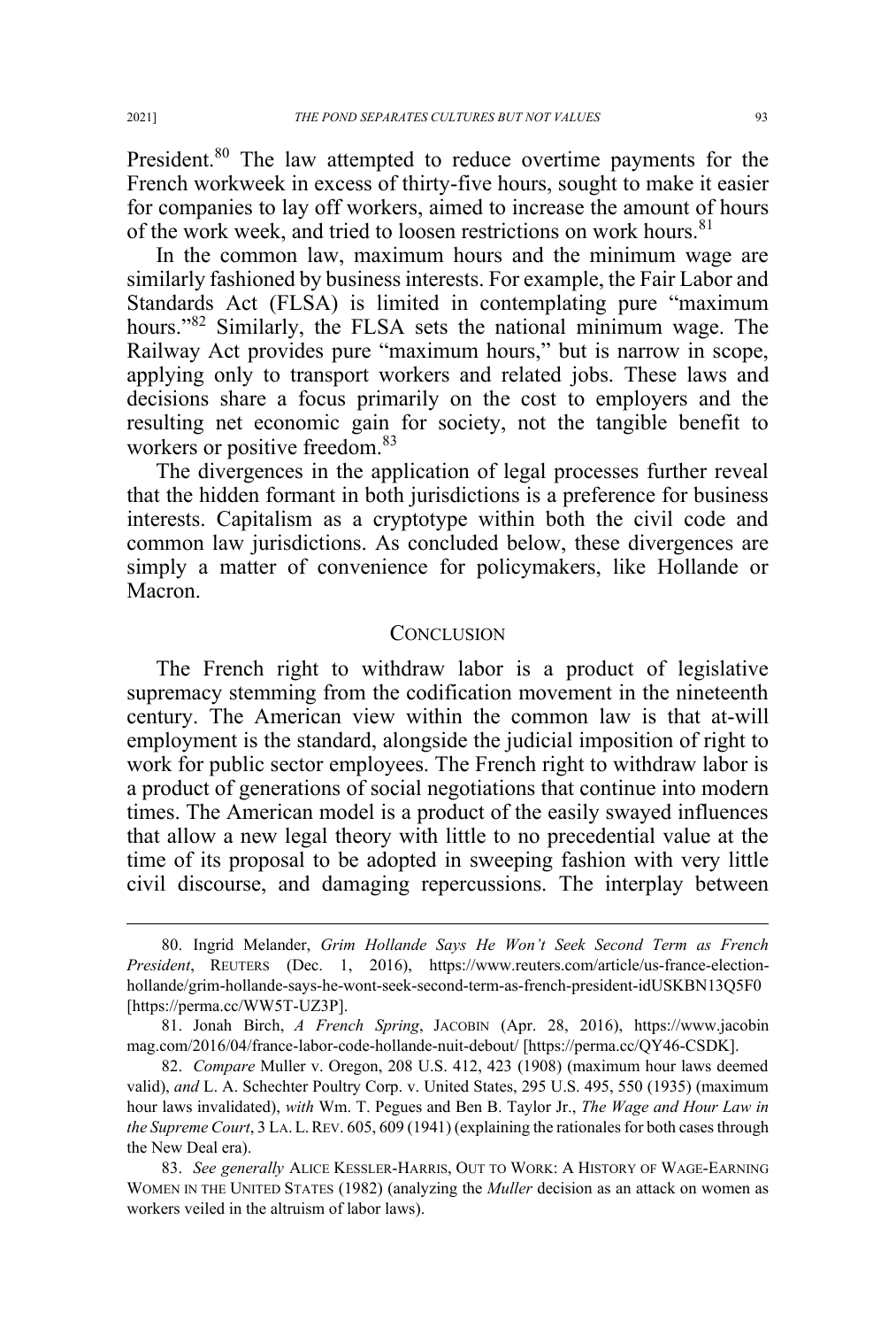President.[80] The law attempted to reduce overtime payments for the French workweek in excess of thirty-five hours, sought to make it easier for companies to lay off workers, aimed to increase the amount of hours of the work week, and tried to loosen restrictions on work hours.[81]

In the common law, maximum hours and the minimum wage are similarly fashioned by business interests. For example, the Fair Labor and Standards Act (FLSA) is limited in contemplating pure "maximum hours."[82] Similarly, the FLSA sets the national minimum wage. The Railway Act provides pure "maximum hours," but is narrow in scope, applying only to transport workers and related jobs. These laws and decisions share a focus primarily on the cost to employers and the resulting net economic gain for society, not the tangible benefit to workers or positive freedom.[83]

The divergences in the application of legal processes further reveal that the hidden formant in both jurisdictions is a preference for business interests. Capitalism as a cryptotype within both the civil code and common law jurisdictions. As concluded below, these divergences are simply a matter of convenience for policymakers, like Hollande or Macron.

## CONCLUSION

The French right to withdraw labor is a product of legislative supremacy stemming from the codification movement in the nineteenth century. The American view within the common law is that at-will employment is the standard, alongside the judicial imposition of right to work for public sector employees. The French right to withdraw labor is a product of generations of social negotiations that continue into modern times. The American model is a product of the easily swayed influences that allow a new legal theory with little to no precedential value at the time of its proposal to be adopted in sweeping fashion with very little civil discourse, and damaging repercussions. The interplay between

---

80. Ingrid Melander, *Grim Hollande Says He Won't Seek Second Term as French President*, REUTERS (Dec. 1, 2016), https://www.reuters.com/article/us-france-election-hollande/grim-hollande-says-he-wont-seek-second-term-as-french-president-idUSKBN13Q5F0 [https://perma.cc/WW5T-UZ3P].

81. Jonah Birch, *A French Spring*, JACOBIN (Apr. 28, 2016), https://www.jacobinmag.com/2016/04/france-labor-code-hollande-nuit-debout/ [https://perma.cc/QY46-CSDK].

82. *Compare* Muller v. Oregon, 208 U.S. 412, 423 (1908) (maximum hour laws deemed valid), *and* L. A. Schechter Poultry Corp. v. United States, 295 U.S. 495, 550 (1935) (maximum hour laws invalidated), *with* Wm. T. Pegues and Ben B. Taylor Jr., *The Wage and Hour Law in the Supreme Court*, 3 LA. L. REV. 605, 609 (1941) (explaining the rationales for both cases through the New Deal era).

83. *See generally* ALICE KESSLER-HARRIS, OUT TO WORK: A HISTORY OF WAGE-EARNING WOMEN IN THE UNITED STATES (1982) (analyzing the *Muller* decision as an attack on women as workers veiled in the altruism of labor laws).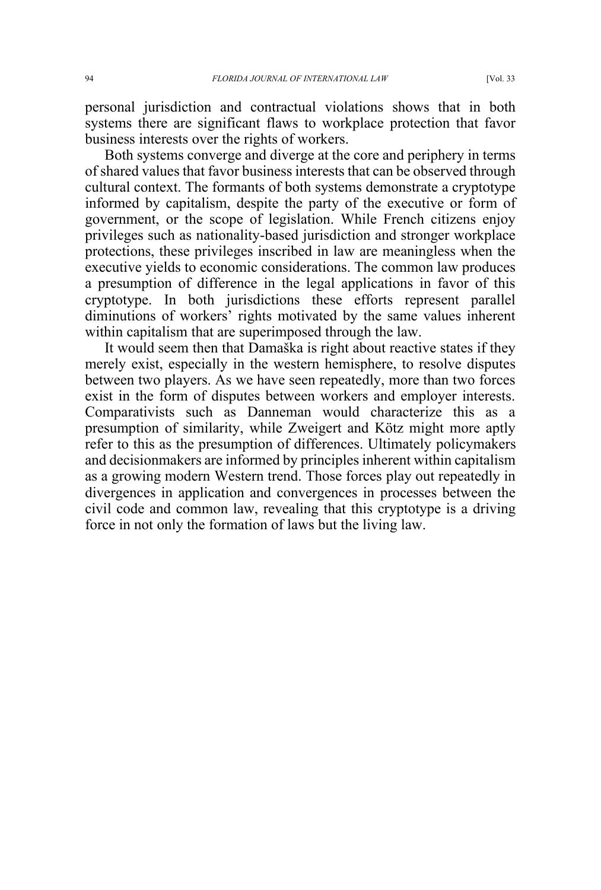personal jurisdiction and contractual violations shows that in both systems there are significant flaws to workplace protection that favor business interests over the rights of workers.

Both systems converge and diverge at the core and periphery in terms of shared values that favor business interests that can be observed through cultural context. The formants of both systems demonstrate a cryptotype informed by capitalism, despite the party of the executive or form of government, or the scope of legislation. While French citizens enjoy privileges such as nationality-based jurisdiction and stronger workplace protections, these privileges inscribed in law are meaningless when the executive yields to economic considerations. The common law produces a presumption of difference in the legal applications in favor of this cryptotype. In both jurisdictions these efforts represent parallel diminutions of workers' rights motivated by the same values inherent within capitalism that are superimposed through the law.

It would seem then that Damaška is right about reactive states if they merely exist, especially in the western hemisphere, to resolve disputes between two players. As we have seen repeatedly, more than two forces exist in the form of disputes between workers and employer interests. Comparativists such as Danneman would characterize this as a presumption of similarity, while Zweigert and Kötz might more aptly refer to this as the presumption of differences. Ultimately policymakers and decisionmakers are informed by principles inherent within capitalism as a growing modern Western trend. Those forces play out repeatedly in divergences in application and convergences in processes between the civil code and common law, revealing that this cryptotype is a driving force in not only the formation of laws but the living law.